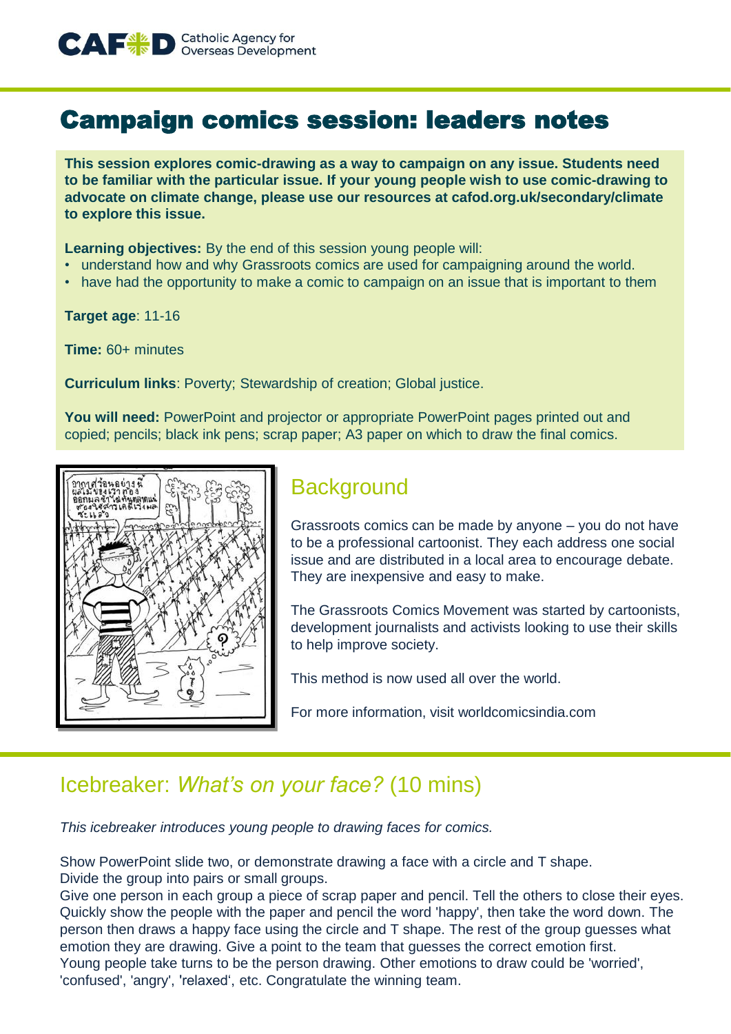# Campaign comics session: leaders notes

**This session explores comic-drawing as a way to campaign on any issue. Students need to be familiar with the particular issue. If your young people wish to use comic-drawing to advocate on climate change, please use our resources at cafod.org.uk/secondary/climate to explore this issue.**

**Learning objectives:** By the end of this session young people will:

- understand how and why Grassroots comics are used for campaigning around the world.
- have had the opportunity to make a comic to campaign on an issue that is important to them

**Target age**: 11-16

**Time:** 60+ minutes

**Curriculum links**: Poverty; Stewardship of creation; Global justice.

**You will need:** PowerPoint and projector or appropriate PowerPoint pages printed out and copied; pencils; black ink pens; scrap paper; A3 paper on which to draw the final comics.

## Background

Grassroots comics can be made by anyone – you do not have to be a professional cartoonist. They each address one social issue and are distributed in a local area to encourage debate. They are inexpensive and easy to make.

The Grassroots Comics Movement was started by cartoonists, development journalists and activists looking to use their skills to help improve society.

This method is now used all over the world.

For more information, visit worldcomicsindia.com

## Icebreaker: *What's on your face?* (10 mins)

*This icebreaker introduces young people to drawing faces for comics.*

Show PowerPoint slide two, or demonstrate drawing a face with a circle and T shape.
Divide the group into pairs or small groups.
Give one person in each group a piece of scrap paper and pencil. Tell the others to close their eyes. Quickly show the people with the paper and pencil the word 'happy', then take the word down. The person then draws a happy face using the circle and T shape. The rest of the group guesses what emotion they are drawing. Give a point to the team that guesses the correct emotion first.
Young people take turns to be the person drawing. Other emotions to draw could be 'worried', 'confused', 'angry', 'relaxed', etc. Congratulate the winning team.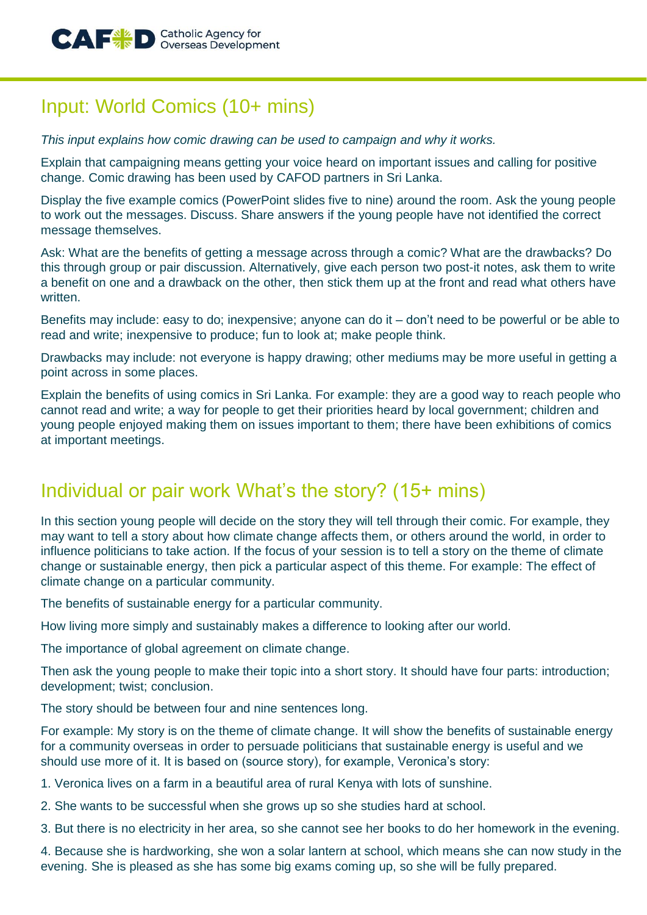## Input: World Comics (10+ mins)

*This input explains how comic drawing can be used to campaign and why it works.*

Explain that campaigning means getting your voice heard on important issues and calling for positive change. Comic drawing has been used by CAFOD partners in Sri Lanka.

Display the five example comics (PowerPoint slides five to nine) around the room. Ask the young people to work out the messages. Discuss. Share answers if the young people have not identified the correct message themselves.

Ask: What are the benefits of getting a message across through a comic? What are the drawbacks? Do this through group or pair discussion. Alternatively, give each person two post-it notes, ask them to write a benefit on one and a drawback on the other, then stick them up at the front and read what others have written.

Benefits may include: easy to do; inexpensive; anyone can do it – don't need to be powerful or be able to read and write; inexpensive to produce; fun to look at; make people think.

Drawbacks may include: not everyone is happy drawing; other mediums may be more useful in getting a point across in some places.

Explain the benefits of using comics in Sri Lanka. For example: they are a good way to reach people who cannot read and write; a way for people to get their priorities heard by local government; children and young people enjoyed making them on issues important to them; there have been exhibitions of comics at important meetings.

## Individual or pair work What's the story? (15+ mins)

In this section young people will decide on the story they will tell through their comic. For example, they may want to tell a story about how climate change affects them, or others around the world, in order to influence politicians to take action. If the focus of your session is to tell a story on the theme of climate change or sustainable energy, then pick a particular aspect of this theme. For example: The effect of climate change on a particular community.

The benefits of sustainable energy for a particular community.

How living more simply and sustainably makes a difference to looking after our world.

The importance of global agreement on climate change.

Then ask the young people to make their topic into a short story. It should have four parts: introduction; development; twist; conclusion.

The story should be between four and nine sentences long.

For example: My story is on the theme of climate change. It will show the benefits of sustainable energy for a community overseas in order to persuade politicians that sustainable energy is useful and we should use more of it. It is based on (source story), for example, Veronica's story:

1. Veronica lives on a farm in a beautiful area of rural Kenya with lots of sunshine.

2. She wants to be successful when she grows up so she studies hard at school.

3. But there is no electricity in her area, so she cannot see her books to do her homework in the evening.

4. Because she is hardworking, she won a solar lantern at school, which means she can now study in the evening. She is pleased as she has some big exams coming up, so she will be fully prepared.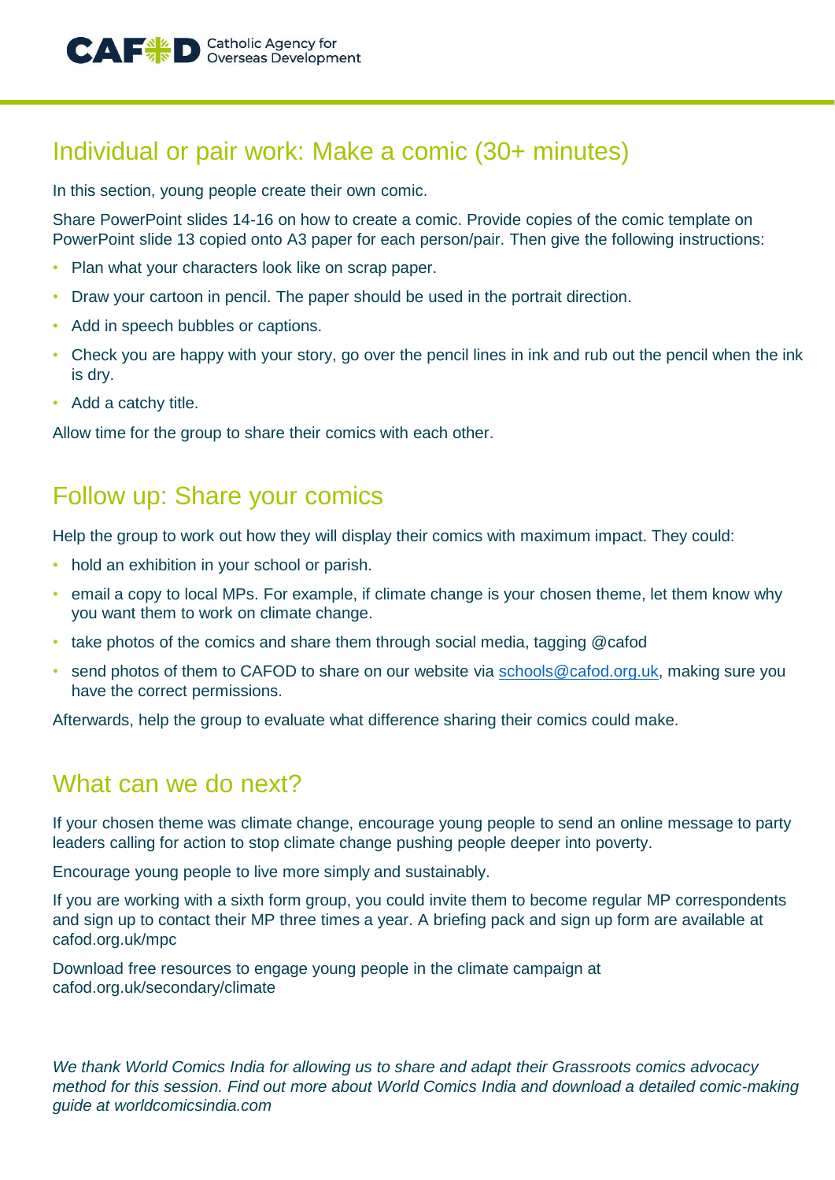## Individual or pair work: Make a comic (30+ minutes)

In this section, young people create their own comic.

Share PowerPoint slides 14-16 on how to create a comic. Provide copies of the comic template on PowerPoint slide 13 copied onto A3 paper for each person/pair. Then give the following instructions:

- Plan what your characters look like on scrap paper.
- Draw your cartoon in pencil. The paper should be used in the portrait direction.
- Add in speech bubbles or captions.
- Check you are happy with your story, go over the pencil lines in ink and rub out the pencil when the ink is dry.
- Add a catchy title.

Allow time for the group to share their comics with each other.

## Follow up: Share your comics

Help the group to work out how they will display their comics with maximum impact. They could:

- hold an exhibition in your school or parish.
- email a copy to local MPs. For example, if climate change is your chosen theme, let them know why you want them to work on climate change.
- take photos of the comics and share them through social media, tagging @cafod
- send photos of them to CAFOD to share on our website via schools@cafod.org.uk, making sure you have the correct permissions.

Afterwards, help the group to evaluate what difference sharing their comics could make.

## What can we do next?

If your chosen theme was climate change, encourage young people to send an online message to party leaders calling for action to stop climate change pushing people deeper into poverty.

Encourage young people to live more simply and sustainably.

If you are working with a sixth form group, you could invite them to become regular MP correspondents and sign up to contact their MP three times a year. A briefing pack and sign up form are available at cafod.org.uk/mpc

Download free resources to engage young people in the climate campaign at cafod.org.uk/secondary/climate

*We thank World Comics India for allowing us to share and adapt their Grassroots comics advocacy method for this session. Find out more about World Comics India and download a detailed comic-making guide at worldcomicsindia.com*